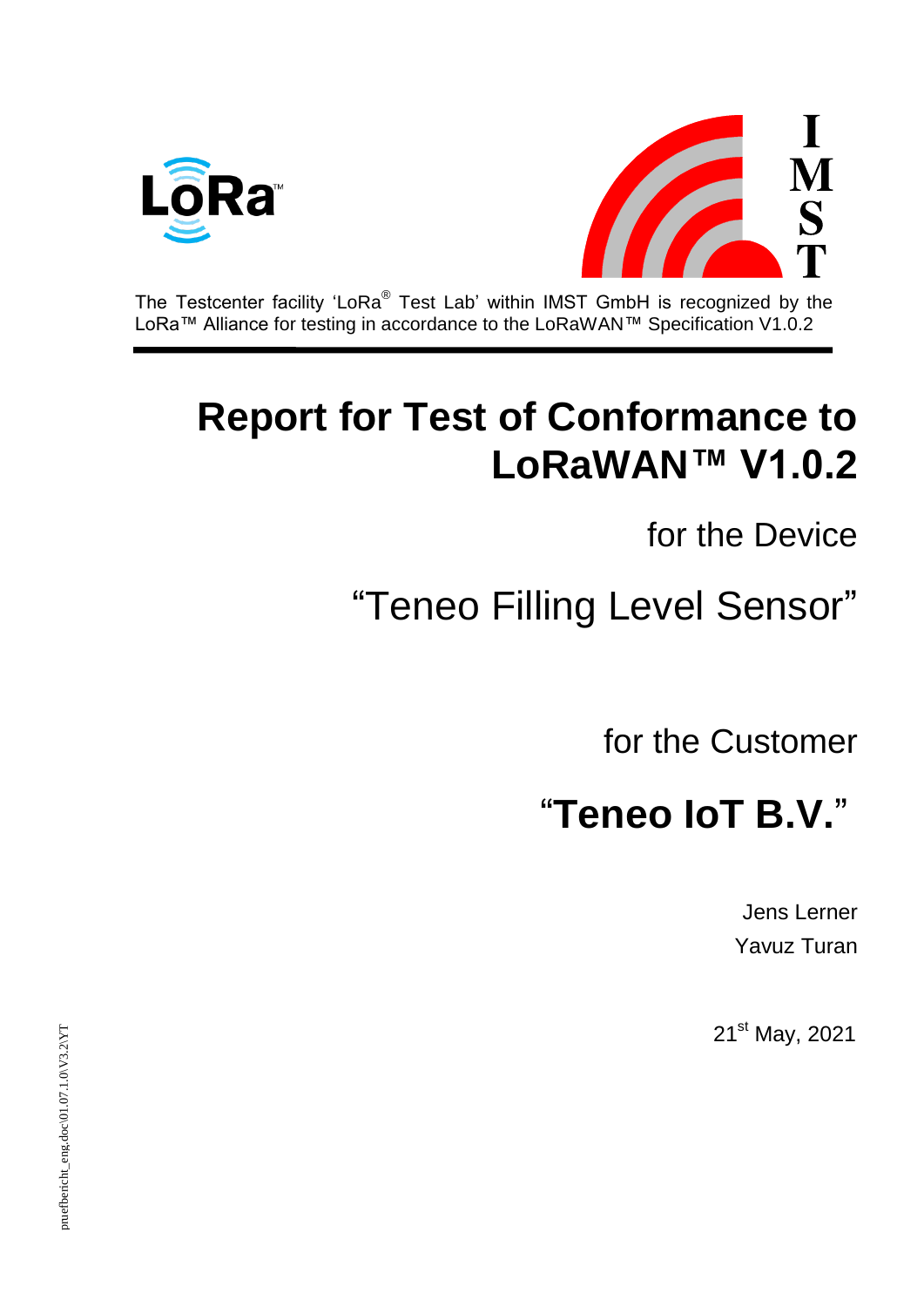The Testcenter facility 'LoRa® Test Lab' within IMST GmbH is recognized by the LoRa™ Alliance for testing in accordance to the LoRaWAN™ Specification V1.0.2

# Report for Test of Conformance to LoRaWAN™ V1.0.2

for the Device

"Teneo Filling Level Sensor"

for the Customer

## "Teneo IoT B.V."

Jens Lerner

Yavuz Turan

21st May, 2021

pruefbericht_eng.doc\01.07.1.0\V3.2\YT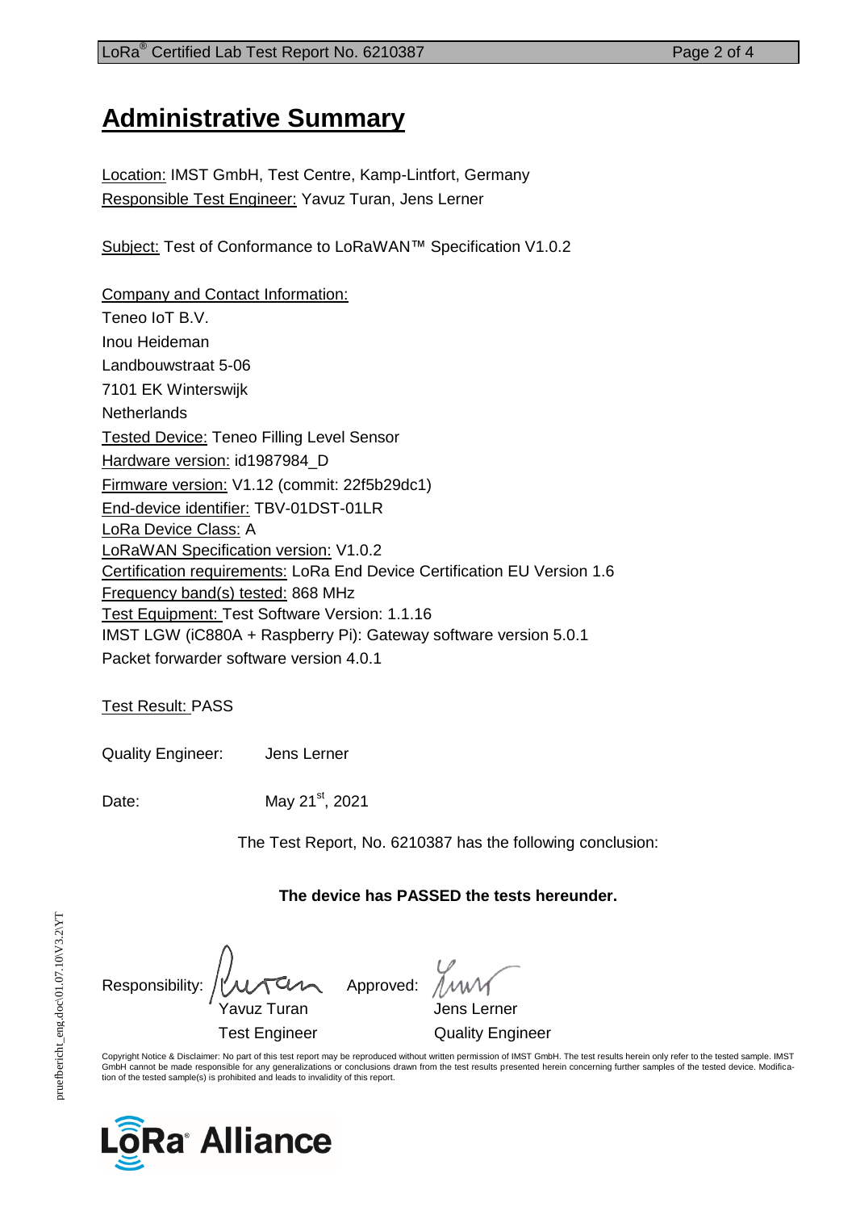# Administrative Summary

Location: IMST GmbH, Test Centre, Kamp-Lintfort, Germany
Responsible Test Engineer: Yavuz Turan, Jens Lerner

Subject: Test of Conformance to LoRaWAN™ Specification V1.0.2

Company and Contact Information:
Teneo IoT B.V.
Inou Heideman
Landbouwstraat 5-06
7101 EK Winterswijk
Netherlands
Tested Device: Teneo Filling Level Sensor
Hardware version: id1987984_D
Firmware version: V1.12 (commit: 22f5b29dc1)
End-device identifier: TBV-01DST-01LR
LoRa Device Class: A
LoRaWAN Specification version: V1.0.2
Certification requirements: LoRa End Device Certification EU Version 1.6
Frequency band(s) tested: 868 MHz
Test Equipment: Test Software Version: 1.1.16
IMST LGW (iC880A + Raspberry Pi): Gateway software version 5.0.1
Packet forwarder software version 4.0.1

Test Result: PASS

Quality Engineer: Jens Lerner

Date: May 21st, 2021

The Test Report, No. 6210387 has the following conclusion:

**The device has PASSED the tests hereunder.**

Responsibility: Yavuz Turan, Test Engineer
Approved: Jens Lerner, Quality Engineer

Copyright Notice & Disclaimer: No part of this test report may be reproduced without written permission of IMST GmbH. The test results herein only refer to the tested sample. IMST GmbH cannot be made responsible for any generalizations or conclusions drawn from the test results presented herein concerning further samples of the tested device. Modification of the tested sample(s) is prohibited and leads to invalidity of this report.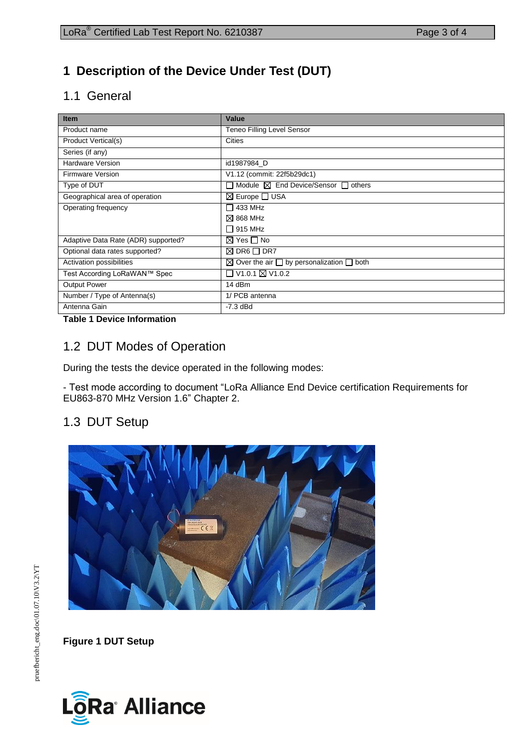# 1 Description of the Device Under Test (DUT)

## 1.1 General

| Item | Value |
|---|---|
| Product name | Teneo Filling Level Sensor |
| Product Vertical(s) | Cities |
| Series (if any) | |
| Hardware Version | id1987984_D |
| Firmware Version | V1.12 (commit: 22f5b29dc1) |
| Type of DUT | ☐ Module ☒ End Device/Sensor ☐ others |
| Geographical area of operation | ☒ Europe ☐ USA |
| Operating frequency | ☐ 433 MHz<br>☒ 868 MHz<br>☐ 915 MHz |
| Adaptive Data Rate (ADR) supported? | ☒ Yes ☐ No |
| Optional data rates supported? | ☒ DR6 ☐ DR7 |
| Activation possibilities | ☒ Over the air ☐ by personalization ☐ both |
| Test According LoRaWAN™ Spec | ☐ V1.0.1 ☒ V1.0.2 |
| Output Power | 14 dBm |
| Number / Type of Antenna(s) | 1/ PCB antenna |
| Antenna Gain | -7.3 dBd |

**Table 1 Device Information**

## 1.2 DUT Modes of Operation

During the tests the device operated in the following modes:

- Test mode according to document “LoRa Alliance End Device certification Requirements for EU863-870 MHz Version 1.6” Chapter 2.

## 1.3 DUT Setup

**Figure 1 DUT Setup**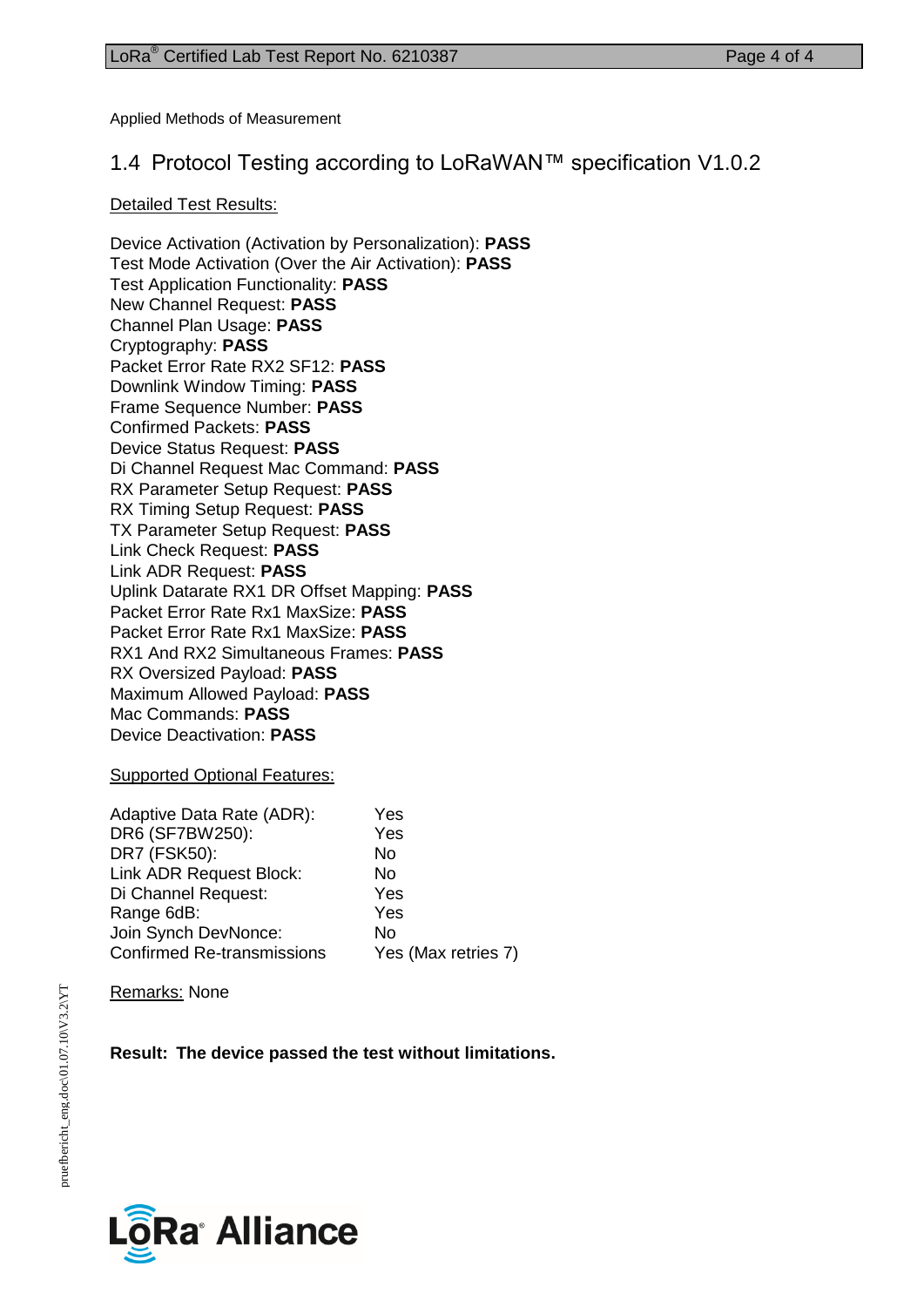Applied Methods of Measurement

## 1.4 Protocol Testing according to LoRaWAN™ specification V1.0.2

Detailed Test Results:

Device Activation (Activation by Personalization): **PASS**
Test Mode Activation (Over the Air Activation): **PASS**
Test Application Functionality: **PASS**
New Channel Request: **PASS**
Channel Plan Usage: **PASS**
Cryptography: **PASS**
Packet Error Rate RX2 SF12: **PASS**
Downlink Window Timing: **PASS**
Frame Sequence Number: **PASS**
Confirmed Packets: **PASS**
Device Status Request: **PASS**
Di Channel Request Mac Command: **PASS**
RX Parameter Setup Request: **PASS**
RX Timing Setup Request: **PASS**
TX Parameter Setup Request: **PASS**
Link Check Request: **PASS**
Link ADR Request: **PASS**
Uplink Datarate RX1 DR Offset Mapping: **PASS**
Packet Error Rate Rx1 MaxSize: **PASS**
Packet Error Rate Rx1 MaxSize: **PASS**
RX1 And RX2 Simultaneous Frames: **PASS**
RX Oversized Payload: **PASS**
Maximum Allowed Payload: **PASS**
Mac Commands: **PASS**
Device Deactivation: **PASS**

Supported Optional Features:

| | |
|---|---|
| Adaptive Data Rate (ADR): | Yes |
| DR6 (SF7BW250): | Yes |
| DR7 (FSK50): | No |
| Link ADR Request Block: | No |
| Di Channel Request: | Yes |
| Range 6dB: | Yes |
| Join Synch DevNonce: | No |
| Confirmed Re-transmissions | Yes (Max retries 7) |

Remarks: None

**Result: The device passed the test without limitations.**